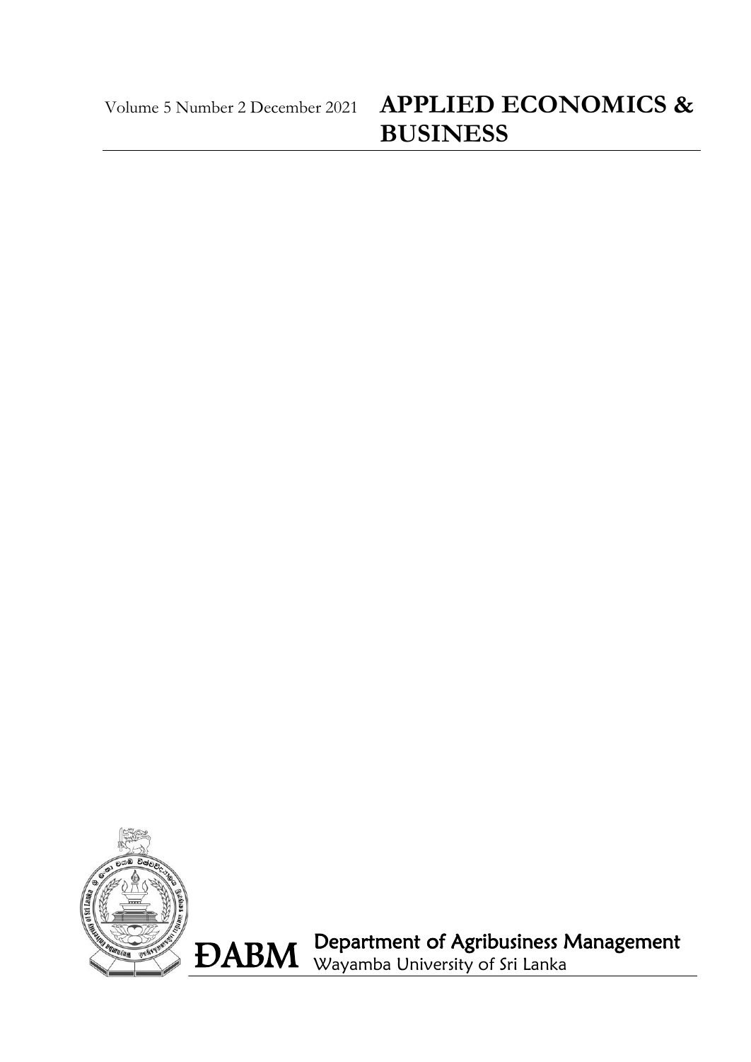Volume 5 Number 2 December 2021

# APPLIED ECONOMICS & BUSINESS

ĐABM

**Department of Agribusiness Management**

Wayamba University of Sri Lanka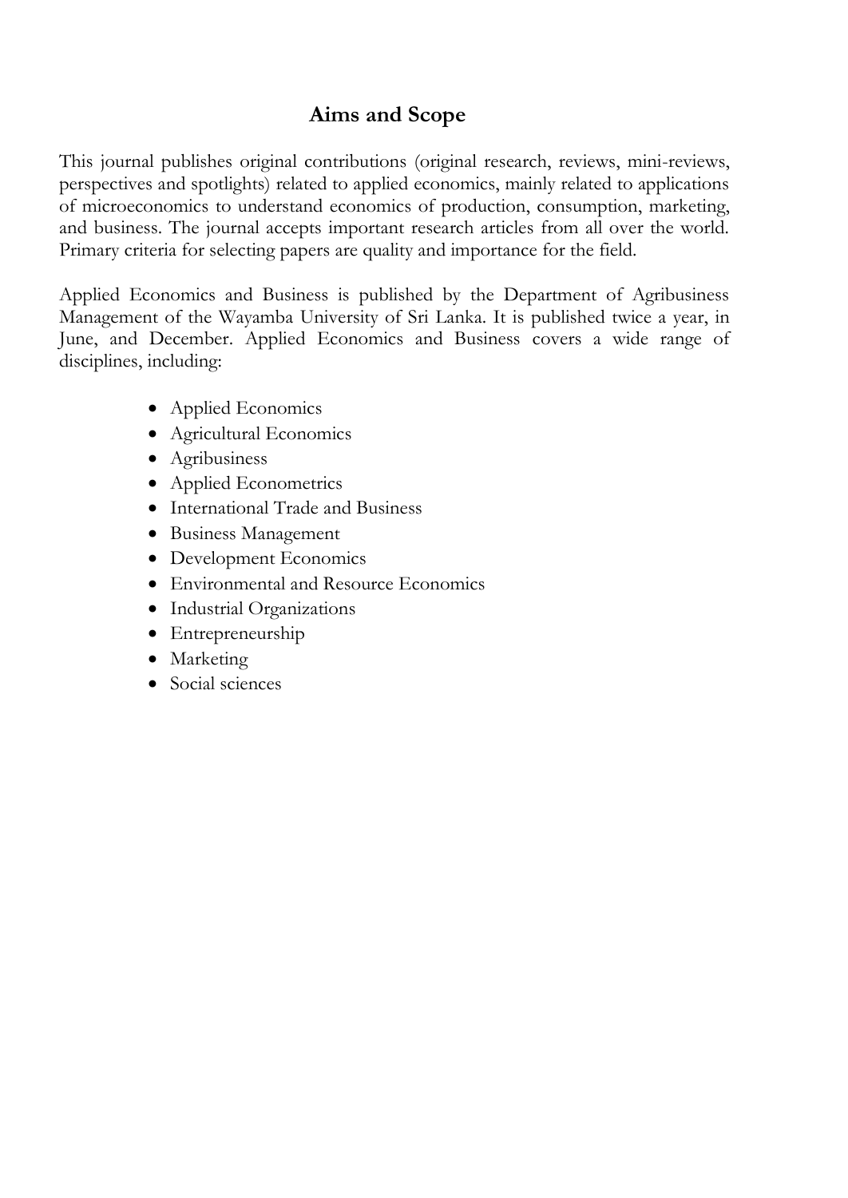## Aims and Scope

This journal publishes original contributions (original research, reviews, mini-reviews, perspectives and spotlights) related to applied economics, mainly related to applications of microeconomics to understand economics of production, consumption, marketing, and business. The journal accepts important research articles from all over the world. Primary criteria for selecting papers are quality and importance for the field.

Applied Economics and Business is published by the Department of Agribusiness Management of the Wayamba University of Sri Lanka. It is published twice a year, in June, and December. Applied Economics and Business covers a wide range of disciplines, including:

- Applied Economics
- Agricultural Economics
- Agribusiness
- Applied Econometrics
- International Trade and Business
- Business Management
- Development Economics
- Environmental and Resource Economics
- Industrial Organizations
- Entrepreneurship
- Marketing
- Social sciences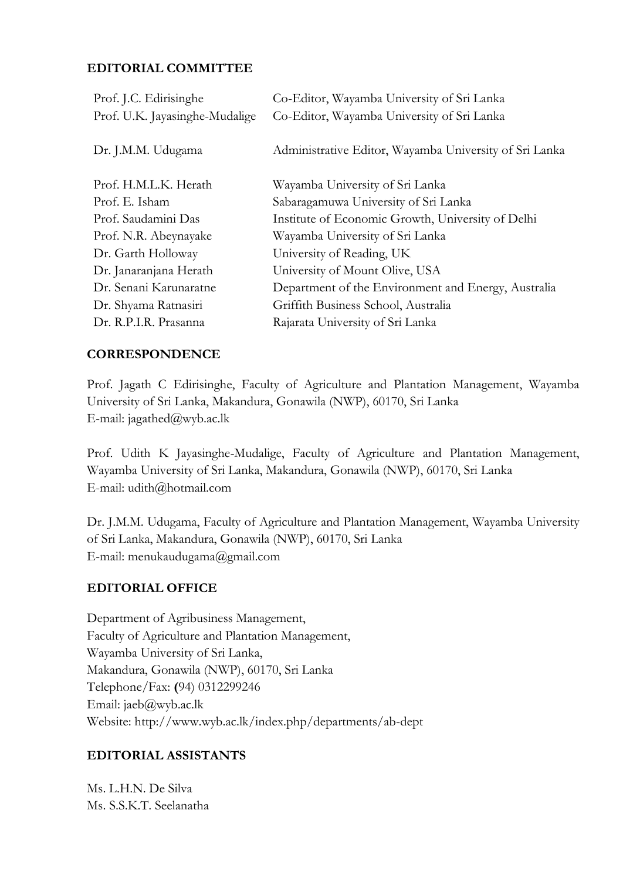## EDITORIAL COMMITTEE

| | |
|---|---|
| Prof. J.C. Edirisinghe | Co-Editor, Wayamba University of Sri Lanka |
| Prof. U.K. Jayasinghe-Mudalige | Co-Editor, Wayamba University of Sri Lanka |
| Dr. J.M.M. Udugama | Administrative Editor, Wayamba University of Sri Lanka |
| Prof. H.M.L.K. Herath | Wayamba University of Sri Lanka |
| Prof. E. Isham | Sabaragamuwa University of Sri Lanka |
| Prof. Saudamini Das | Institute of Economic Growth, University of Delhi |
| Prof. N.R. Abeynayake | Wayamba University of Sri Lanka |
| Dr. Garth Holloway | University of Reading, UK |
| Dr. Janaranjana Herath | University of Mount Olive, USA |
| Dr. Senani Karunaratne | Department of the Environment and Energy, Australia |
| Dr. Shyama Ratnasiri | Griffith Business School, Australia |
| Dr. R.P.I.R. Prasanna | Rajarata University of Sri Lanka |

## CORRESPONDENCE

Prof. Jagath C Edirisinghe, Faculty of Agriculture and Plantation Management, Wayamba University of Sri Lanka, Makandura, Gonawila (NWP), 60170, Sri Lanka
E-mail: jagathed@wyb.ac.lk

Prof. Udith K Jayasinghe-Mudalige, Faculty of Agriculture and Plantation Management, Wayamba University of Sri Lanka, Makandura, Gonawila (NWP), 60170, Sri Lanka
E-mail: udith@hotmail.com

Dr. J.M.M. Udugama, Faculty of Agriculture and Plantation Management, Wayamba University of Sri Lanka, Makandura, Gonawila (NWP), 60170, Sri Lanka
E-mail: menukaudugama@gmail.com

## EDITORIAL OFFICE

Department of Agribusiness Management,
Faculty of Agriculture and Plantation Management,
Wayamba University of Sri Lanka,
Makandura, Gonawila (NWP), 60170, Sri Lanka
Telephone/Fax: (94) 0312299246
Email: jaeb@wyb.ac.lk
Website: http://www.wyb.ac.lk/index.php/departments/ab-dept

## EDITORIAL ASSISTANTS

Ms. L.H.N. De Silva
Ms. S.S.K.T. Seelanatha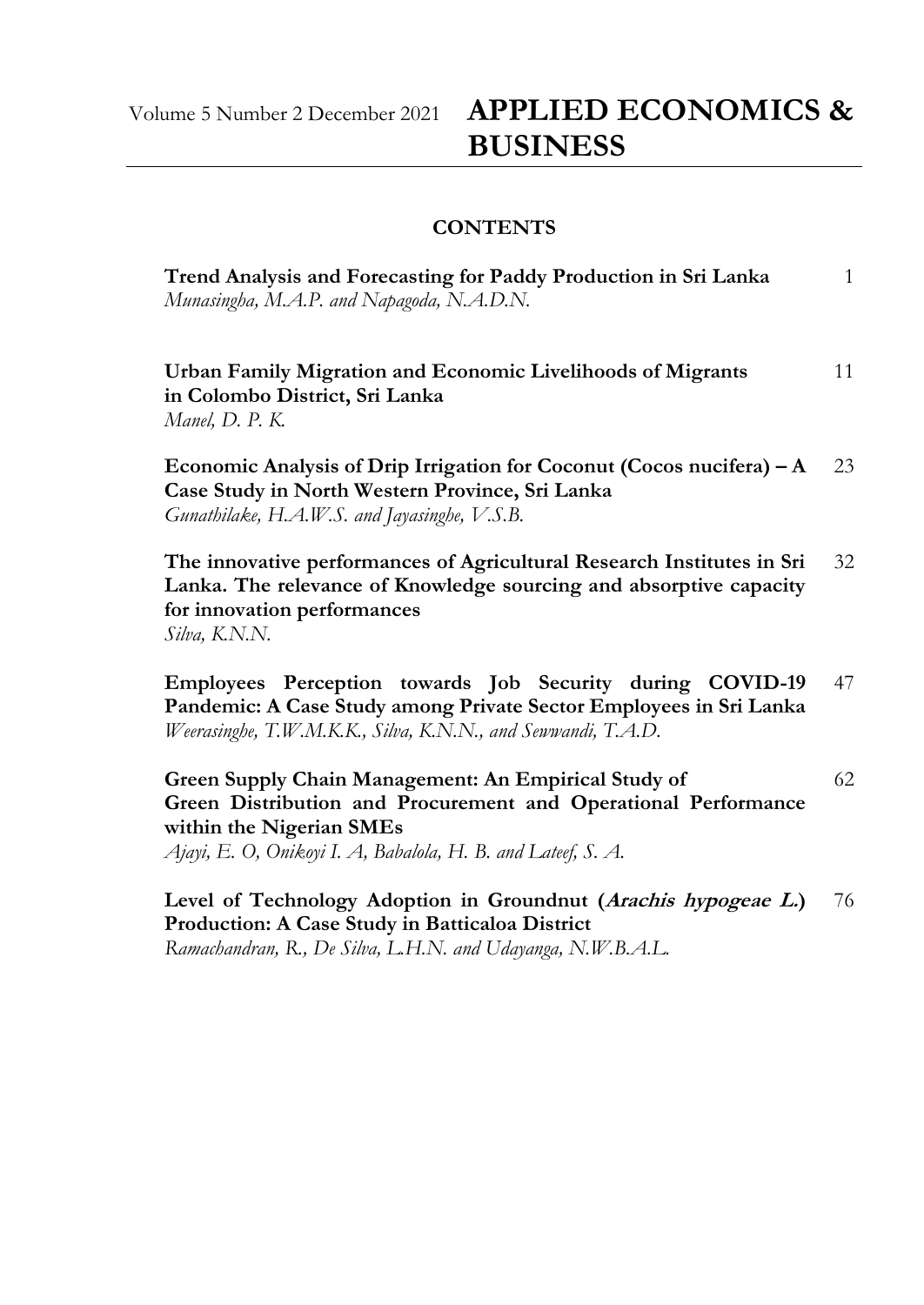# APPLIED ECONOMICS & BUSINESS

Volume 5 Number 2 December 2021

## CONTENTS

**Trend Analysis and Forecasting for Paddy Production in Sri Lanka** 1
*Munasingha, M.A.P. and Napagoda, N.A.D.N.*

**Urban Family Migration and Economic Livelihoods of Migrants in Colombo District, Sri Lanka** 11
*Manel, D. P. K.*

**Economic Analysis of Drip Irrigation for Coconut (Cocos nucifera) – A Case Study in North Western Province, Sri Lanka** 23
*Gunathilake, H.A.W.S. and Jayasinghe, V.S.B.*

**The innovative performances of Agricultural Research Institutes in Sri Lanka. The relevance of Knowledge sourcing and absorptive capacity for innovation performances** 32
*Silva, K.N.N.*

**Employees Perception towards Job Security during COVID-19 Pandemic: A Case Study among Private Sector Employees in Sri Lanka** 47
*Weerasinghe, T.W.M.K.K., Silva, K.N.N., and Sewwandi, T.A.D.*

**Green Supply Chain Management: An Empirical Study of Green Distribution and Procurement and Operational Performance within the Nigerian SMEs** 62
*Ajayi, E. O, Onikoyi I. A, Babalola, H. B. and Lateef, S. A.*

**Level of Technology Adoption in Groundnut (*Arachis hypogeae L.*) Production: A Case Study in Batticaloa District** 76
*Ramachandran, R., De Silva, L.H.N. and Udayanga, N.W.B.A.L.*